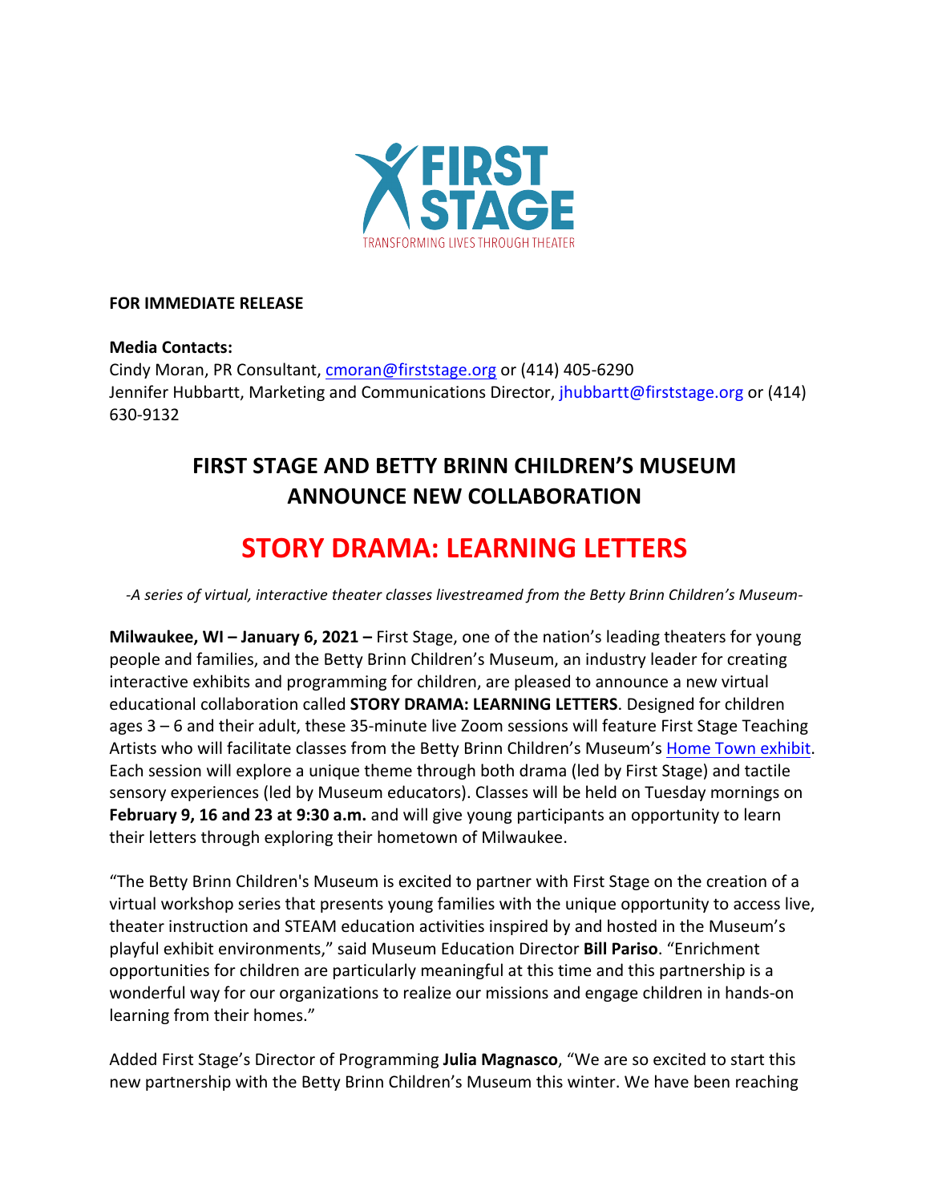FIRST STAGE

TRANSFORMING LIVES THROUGH THEATER

**FOR IMMEDIATE RELEASE**

**Media Contacts:**
Cindy Moran, PR Consultant, cmoran@firststage.org or (414) 405-6290
Jennifer Hubbartt, Marketing and Communications Director, jhubbartt@firststage.org or (414) 630-9132

## FIRST STAGE AND BETTY BRINN CHILDREN'S MUSEUM ANNOUNCE NEW COLLABORATION

# STORY DRAMA: LEARNING LETTERS

*-A series of virtual, interactive theater classes livestreamed from the Betty Brinn Children's Museum-*

**Milwaukee, WI – January 6, 2021 –** First Stage, one of the nation's leading theaters for young people and families, and the Betty Brinn Children's Museum, an industry leader for creating interactive exhibits and programming for children, are pleased to announce a new virtual educational collaboration called **STORY DRAMA: LEARNING LETTERS**. Designed for children ages 3 – 6 and their adult, these 35-minute live Zoom sessions will feature First Stage Teaching Artists who will facilitate classes from the Betty Brinn Children's Museum's Home Town exhibit. Each session will explore a unique theme through both drama (led by First Stage) and tactile sensory experiences (led by Museum educators). Classes will be held on Tuesday mornings on **February 9, 16 and 23 at 9:30 a.m.** and will give young participants an opportunity to learn their letters through exploring their hometown of Milwaukee.

"The Betty Brinn Children's Museum is excited to partner with First Stage on the creation of a virtual workshop series that presents young families with the unique opportunity to access live, theater instruction and STEAM education activities inspired by and hosted in the Museum's playful exhibit environments," said Museum Education Director **Bill Pariso**. "Enrichment opportunities for children are particularly meaningful at this time and this partnership is a wonderful way for our organizations to realize our missions and engage children in hands-on learning from their homes."

Added First Stage's Director of Programming **Julia Magnasco**, "We are so excited to start this new partnership with the Betty Brinn Children's Museum this winter. We have been reaching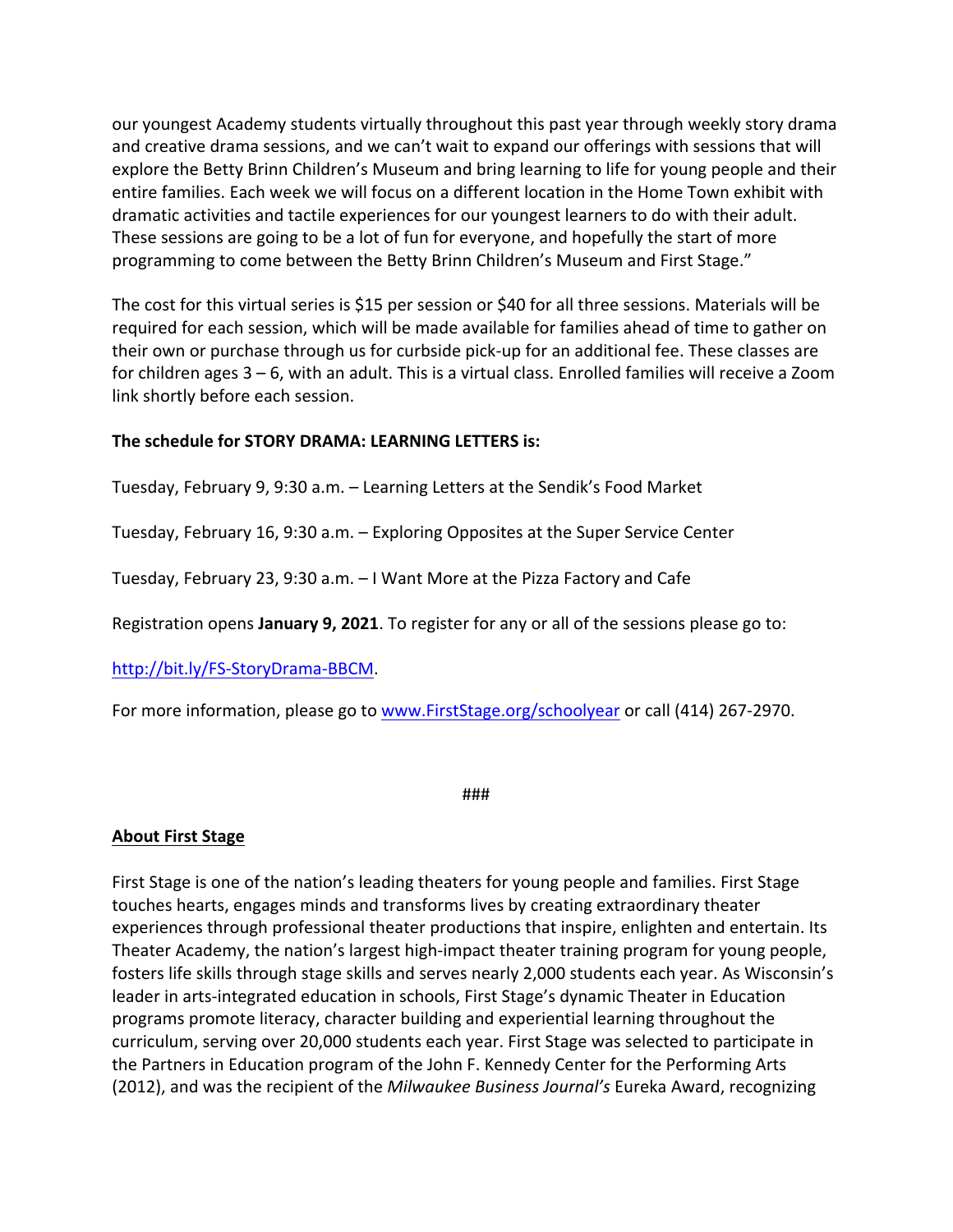our youngest Academy students virtually throughout this past year through weekly story drama and creative drama sessions, and we can't wait to expand our offerings with sessions that will explore the Betty Brinn Children's Museum and bring learning to life for young people and their entire families. Each week we will focus on a different location in the Home Town exhibit with dramatic activities and tactile experiences for our youngest learners to do with their adult. These sessions are going to be a lot of fun for everyone, and hopefully the start of more programming to come between the Betty Brinn Children's Museum and First Stage."

The cost for this virtual series is $15 per session or $40 for all three sessions. Materials will be required for each session, which will be made available for families ahead of time to gather on their own or purchase through us for curbside pick-up for an additional fee. These classes are for children ages 3 – 6, with an adult. This is a virtual class. Enrolled families will receive a Zoom link shortly before each session.

**The schedule for STORY DRAMA: LEARNING LETTERS is:**

Tuesday, February 9, 9:30 a.m. – Learning Letters at the Sendik's Food Market

Tuesday, February 16, 9:30 a.m. – Exploring Opposites at the Super Service Center

Tuesday, February 23, 9:30 a.m. – I Want More at the Pizza Factory and Cafe

Registration opens **January 9, 2021**. To register for any or all of the sessions please go to:

http://bit.ly/FS-StoryDrama-BBCM.

For more information, please go to www.FirstStage.org/schoolyear or call (414) 267-2970.

###

**About First Stage**

First Stage is one of the nation's leading theaters for young people and families. First Stage touches hearts, engages minds and transforms lives by creating extraordinary theater experiences through professional theater productions that inspire, enlighten and entertain. Its Theater Academy, the nation's largest high-impact theater training program for young people, fosters life skills through stage skills and serves nearly 2,000 students each year. As Wisconsin's leader in arts-integrated education in schools, First Stage's dynamic Theater in Education programs promote literacy, character building and experiential learning throughout the curriculum, serving over 20,000 students each year. First Stage was selected to participate in the Partners in Education program of the John F. Kennedy Center for the Performing Arts (2012), and was the recipient of the *Milwaukee Business Journal's* Eureka Award, recognizing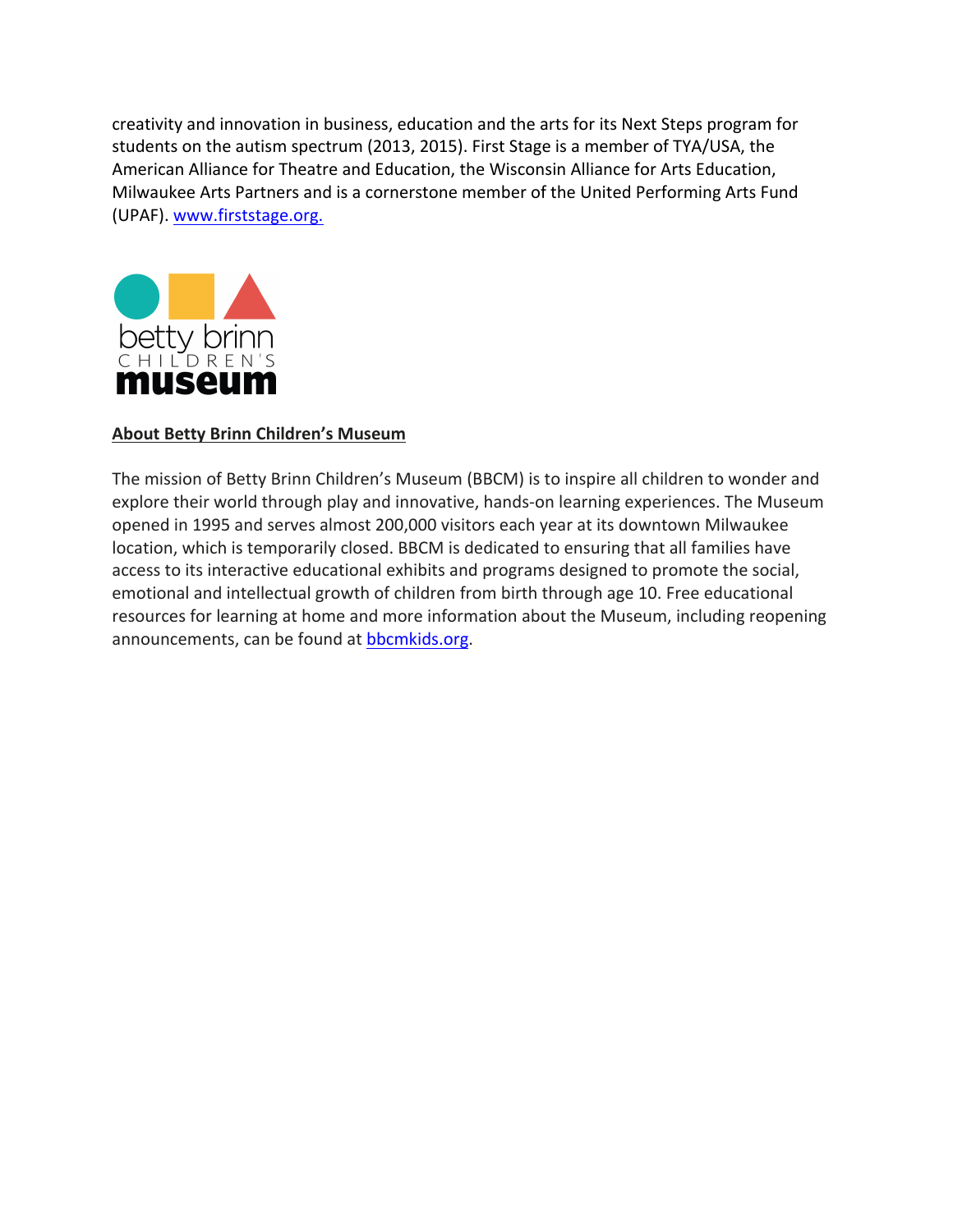creativity and innovation in business, education and the arts for its Next Steps program for students on the autism spectrum (2013, 2015). First Stage is a member of TYA/USA, the American Alliance for Theatre and Education, the Wisconsin Alliance for Arts Education, Milwaukee Arts Partners and is a cornerstone member of the United Performing Arts Fund (UPAF). [www.firststage.org.](http://www.firststage.org)

betty brinn CHILDREN'S museum

**About Betty Brinn Children's Museum**

The mission of Betty Brinn Children's Museum (BBCM) is to inspire all children to wonder and explore their world through play and innovative, hands-on learning experiences. The Museum opened in 1995 and serves almost 200,000 visitors each year at its downtown Milwaukee location, which is temporarily closed. BBCM is dedicated to ensuring that all families have access to its interactive educational exhibits and programs designed to promote the social, emotional and intellectual growth of children from birth through age 10. Free educational resources for learning at home and more information about the Museum, including reopening announcements, can be found at [bbcmkids.org](http://bbcmkids.org).